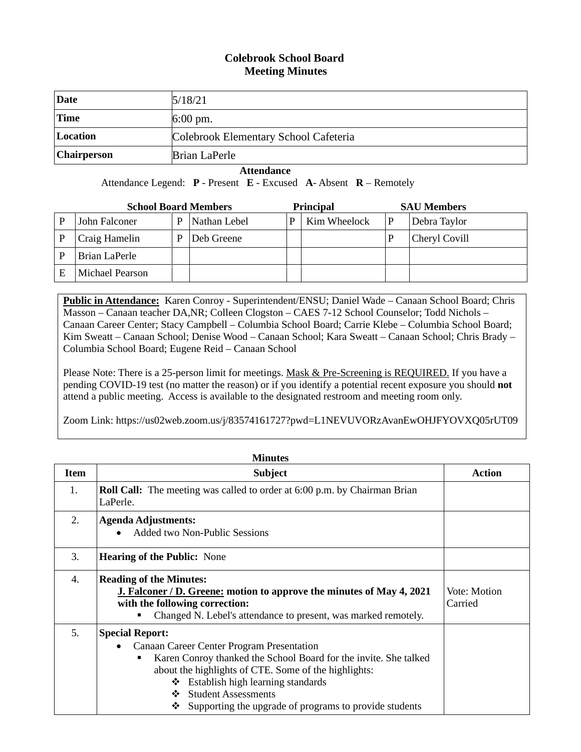# Colebrook School Board
## Meeting Minutes

| Date | 5/18/21 |
|---|---|
| Time | 6:00 pm. |
| Location | Colebrook Elementary School Cafeteria |
| Chairperson | Brian LaPerle |

**Attendance**

Attendance Legend: **P** - Present **E** - Excused **A**- Absent **R** – Remotely

| School Board Members | | | | Principal | | SAU Members | |
|---|---|---|---|---|---|---|---|
| P | John Falconer | P | Nathan Lebel | P | Kim Wheelock | P | Debra Taylor |
| P | Craig Hamelin | P | Deb Greene | | | P | Cheryl Covill |
| P | Brian LaPerle | | | | | | |
| E | Michael Pearson | | | | | | |

**Public in Attendance:** Karen Conroy - Superintendent/ENSU; Daniel Wade – Canaan School Board; Chris Masson – Canaan teacher DA,NR; Colleen Clogston – CAES 7-12 School Counselor; Todd Nichols – Canaan Career Center; Stacy Campbell – Columbia School Board; Carrie Klebe – Columbia School Board; Kim Sweatt – Canaan School; Denise Wood – Canaan School; Kara Sweatt – Canaan School; Chris Brady – Columbia School Board; Eugene Reid – Canaan School

Please Note: There is a 25-person limit for meetings. Mask & Pre-Screening is REQUIRED. If you have a pending COVID-19 test (no matter the reason) or if you identify a potential recent exposure you should **not** attend a public meeting. Access is available to the designated restroom and meeting room only.

Zoom Link: https://us02web.zoom.us/j/83574161727?pwd=L1NEVUVORzAvanEwOHJFYOVXQ05rUT09

**Minutes**

| Item | Subject | Action |
|---|---|---|
| 1. | **Roll Call:** The meeting was called to order at 6:00 p.m. by Chairman Brian LaPerle. | |
| 2. | **Agenda Adjustments:**<br>• Added two Non-Public Sessions | |
| 3. | **Hearing of the Public:** None | |
| 4. | **Reading of the Minutes:**<br>**J. Falconer / D. Greene: motion to approve the minutes of May 4, 2021 with the following correction:**<br>▪ Changed N. Lebel's attendance to present, was marked remotely. | Vote: Motion Carried |
| 5. | **Special Report:**<br>• Canaan Career Center Program Presentation<br>▪ Karen Conroy thanked the School Board for the invite. She talked about the highlights of CTE. Some of the highlights:<br>❖ Establish high learning standards<br>❖ Student Assessments<br>❖ Supporting the upgrade of programs to provide students | |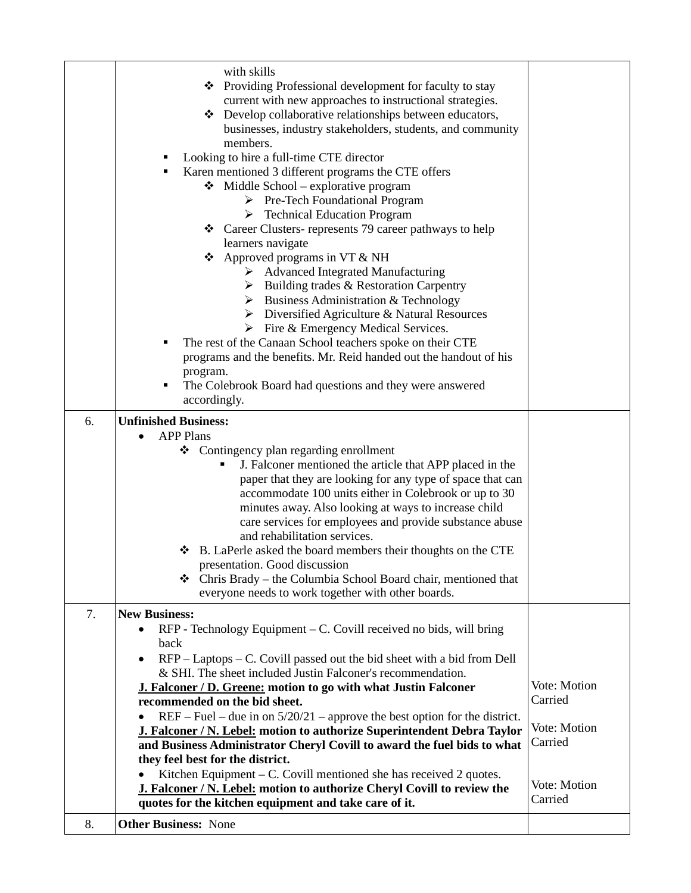| | | |
|---|---|---|
| | with skills<br>❖ Providing Professional development for faculty to stay current with new approaches to instructional strategies.<br>❖ Develop collaborative relationships between educators, businesses, industry stakeholders, students, and community members.<br>▪ Looking to hire a full-time CTE director<br>▪ Karen mentioned 3 different programs the CTE offers<br>❖ Middle School – explorative program<br>➢ Pre-Tech Foundational Program<br>➢ Technical Education Program<br>❖ Career Clusters- represents 79 career pathways to help learners navigate<br>❖ Approved programs in VT & NH<br>➢ Advanced Integrated Manufacturing<br>➢ Building trades & Restoration Carpentry<br>➢ Business Administration & Technology<br>➢ Diversified Agriculture & Natural Resources<br>➢ Fire & Emergency Medical Services.<br>▪ The rest of the Canaan School teachers spoke on their CTE programs and the benefits. Mr. Reid handed out the handout of his program.<br>▪ The Colebrook Board had questions and they were answered accordingly. | |
| 6. | **Unfinished Business:**<br>• APP Plans<br>❖ Contingency plan regarding enrollment<br>▪ J. Falconer mentioned the article that APP placed in the paper that they are looking for any type of space that can accommodate 100 units either in Colebrook or up to 30 minutes away. Also looking at ways to increase child care services for employees and provide substance abuse and rehabilitation services.<br>❖ B. LaPerle asked the board members their thoughts on the CTE presentation. Good discussion<br>❖ Chris Brady – the Columbia School Board chair, mentioned that everyone needs to work together with other boards. | |
| 7. | **New Business:**<br>• RFP - Technology Equipment – C. Covill received no bids, will bring back<br>• RFP – Laptops – C. Covill passed out the bid sheet with a bid from Dell & SHI. The sheet included Justin Falconer's recommendation.<br>**<u>J. Falconer / D. Greene:</u> motion to go with what Justin Falconer recommended on the bid sheet.**<br>• REF – Fuel – due in on 5/20/21 – approve the best option for the district.<br>**<u>J. Falconer / N. Lebel:</u> motion to authorize Superintendent Debra Taylor and Business Administrator Cheryl Covill to award the fuel bids to what they feel best for the district.**<br>• Kitchen Equipment – C. Covill mentioned she has received 2 quotes.<br>**<u>J. Falconer / N. Lebel:</u> motion to authorize Cheryl Covill to review the quotes for the kitchen equipment and take care of it.** | Vote: Motion Carried<br><br>Vote: Motion Carried<br><br>Vote: Motion Carried |
| 8. | **Other Business:** None | |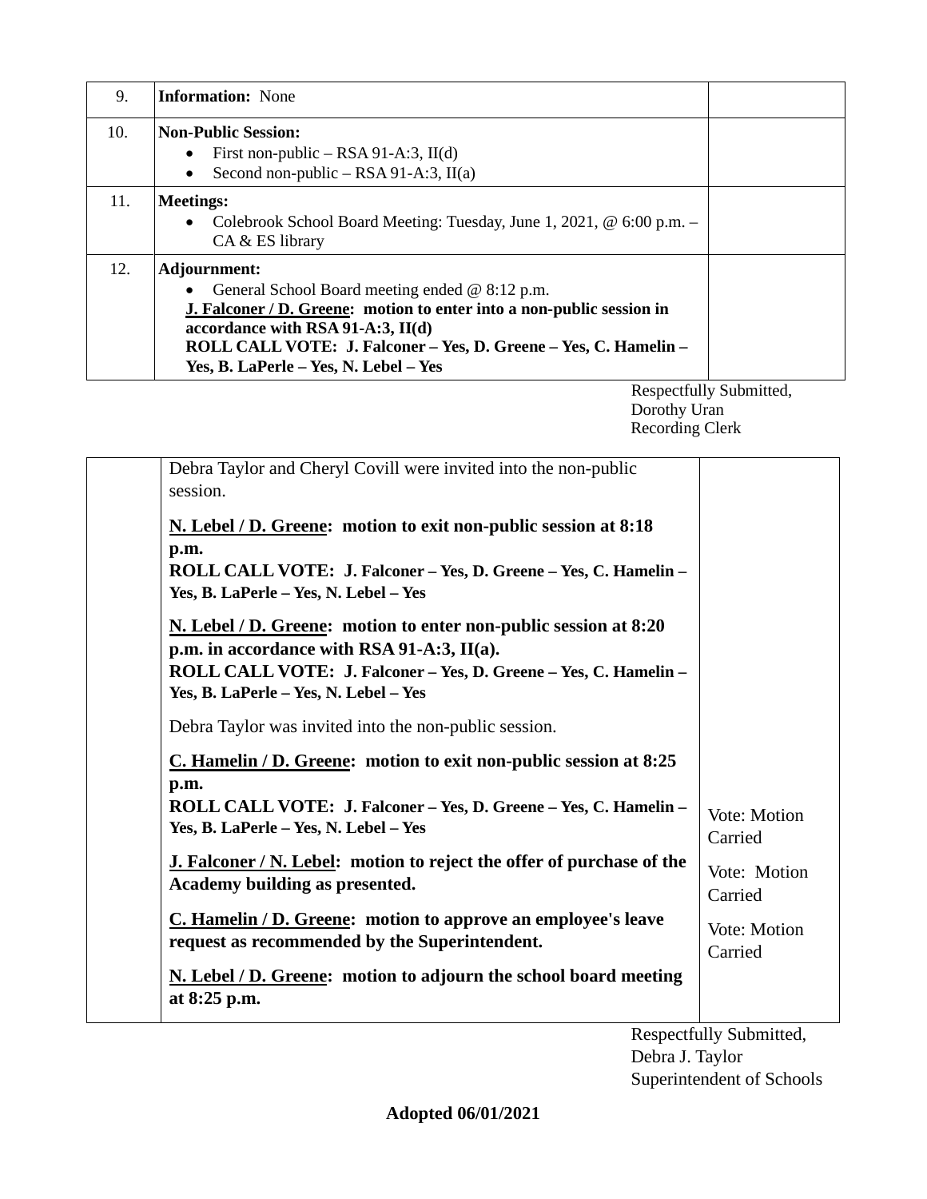| | | |
|---|---|---|
| 9. | **Information:** None | |
| 10. | **Non-Public Session:**<br>• First non-public – RSA 91-A:3, II(d)<br>• Second non-public – RSA 91-A:3, II(a) | |
| 11. | **Meetings:**<br>• Colebrook School Board Meeting: Tuesday, June 1, 2021, @ 6:00 p.m. – CA & ES library | |
| 12. | **Adjournment:**<br>• General School Board meeting ended @ 8:12 p.m.<br>**J. Falconer / D. Greene: motion to enter into a non-public session in accordance with RSA 91-A:3, II(d)**<br>**ROLL CALL VOTE: J. Falconer – Yes, D. Greene – Yes, C. Hamelin – Yes, B. LaPerle – Yes, N. Lebel – Yes** | |

Respectfully Submitted,
Dorothy Uran
Recording Clerk

| | | |
|---|---|---|
| | Debra Taylor and Cheryl Covill were invited into the non-public session. | |
| | **N. Lebel / D. Greene: motion to exit non-public session at 8:18 p.m.**<br>**ROLL CALL VOTE: J. Falconer – Yes, D. Greene – Yes, C. Hamelin – Yes, B. LaPerle – Yes, N. Lebel – Yes** | |
| | **N. Lebel / D. Greene: motion to enter non-public session at 8:20 p.m. in accordance with RSA 91-A:3, II(a).**<br>**ROLL CALL VOTE: J. Falconer – Yes, D. Greene – Yes, C. Hamelin – Yes, B. LaPerle – Yes, N. Lebel – Yes** | |
| | Debra Taylor was invited into the non-public session. | |
| | **C. Hamelin / D. Greene: motion to exit non-public session at 8:25 p.m.**<br>**ROLL CALL VOTE: J. Falconer – Yes, D. Greene – Yes, C. Hamelin – Yes, B. LaPerle – Yes, N. Lebel – Yes** | Vote: Motion Carried |
| | **J. Falconer / N. Lebel: motion to reject the offer of purchase of the Academy building as presented.** | Vote: Motion Carried |
| | **C. Hamelin / D. Greene: motion to approve an employee's leave request as recommended by the Superintendent.** | Vote: Motion Carried |
| | **N. Lebel / D. Greene: motion to adjourn the school board meeting at 8:25 p.m.** | |

Respectfully Submitted,
Debra J. Taylor
Superintendent of Schools

**Adopted 06/01/2021**